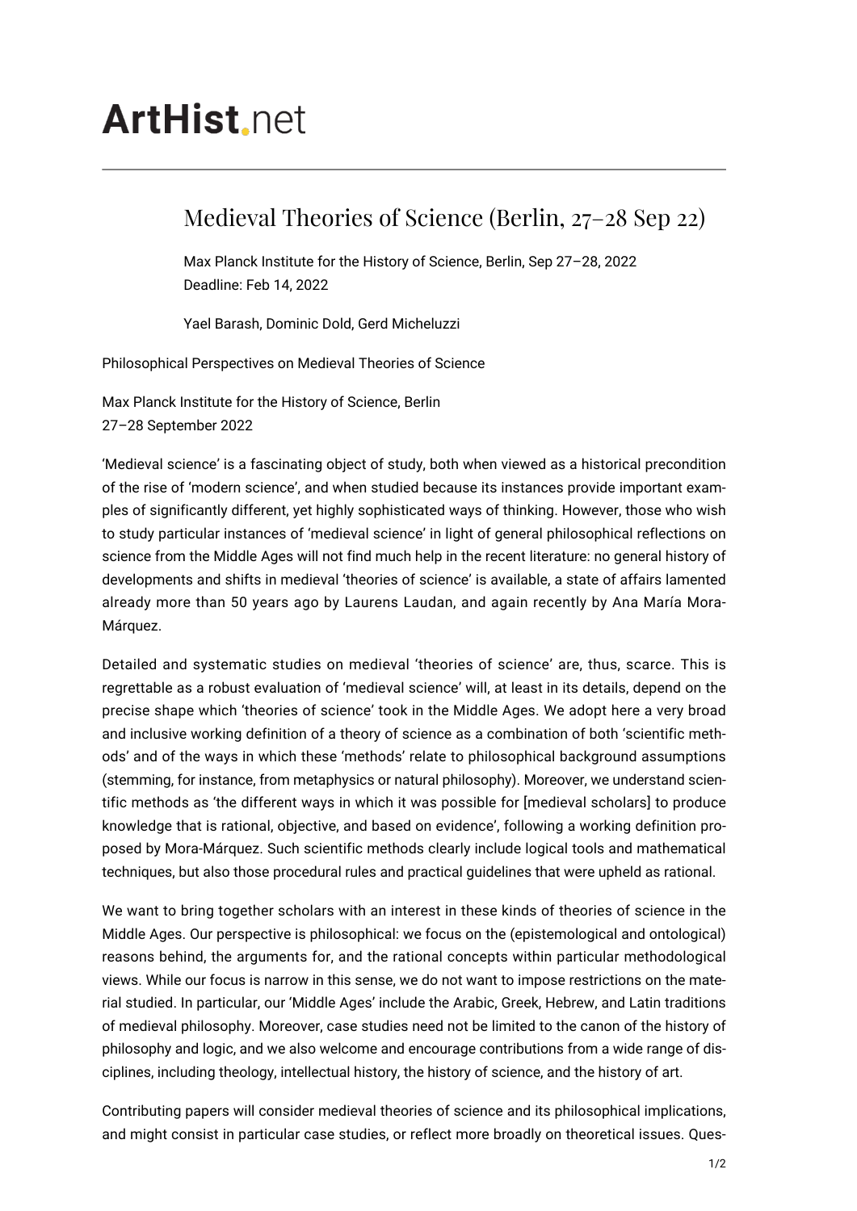# ArtHist.net

## Medieval Theories of Science (Berlin, 27–28 Sep 22)

Max Planck Institute for the History of Science, Berlin, Sep 27–28, 2022
Deadline: Feb 14, 2022

Yael Barash, Dominic Dold, Gerd Micheluzzi

Philosophical Perspectives on Medieval Theories of Science

Max Planck Institute for the History of Science, Berlin
27–28 September 2022

'Medieval science' is a fascinating object of study, both when viewed as a historical precondition of the rise of 'modern science', and when studied because its instances provide important examples of significantly different, yet highly sophisticated ways of thinking. However, those who wish to study particular instances of 'medieval science' in light of general philosophical reflections on science from the Middle Ages will not find much help in the recent literature: no general history of developments and shifts in medieval 'theories of science' is available, a state of affairs lamented already more than 50 years ago by Laurens Laudan, and again recently by Ana María Mora-Márquez.

Detailed and systematic studies on medieval 'theories of science' are, thus, scarce. This is regrettable as a robust evaluation of 'medieval science' will, at least in its details, depend on the precise shape which 'theories of science' took in the Middle Ages. We adopt here a very broad and inclusive working definition of a theory of science as a combination of both 'scientific methods' and of the ways in which these 'methods' relate to philosophical background assumptions (stemming, for instance, from metaphysics or natural philosophy). Moreover, we understand scientific methods as 'the different ways in which it was possible for [medieval scholars] to produce knowledge that is rational, objective, and based on evidence', following a working definition proposed by Mora-Márquez. Such scientific methods clearly include logical tools and mathematical techniques, but also those procedural rules and practical guidelines that were upheld as rational.

We want to bring together scholars with an interest in these kinds of theories of science in the Middle Ages. Our perspective is philosophical: we focus on the (epistemological and ontological) reasons behind, the arguments for, and the rational concepts within particular methodological views. While our focus is narrow in this sense, we do not want to impose restrictions on the material studied. In particular, our 'Middle Ages' include the Arabic, Greek, Hebrew, and Latin traditions of medieval philosophy. Moreover, case studies need not be limited to the canon of the history of philosophy and logic, and we also welcome and encourage contributions from a wide range of disciplines, including theology, intellectual history, the history of science, and the history of art.

Contributing papers will consider medieval theories of science and its philosophical implications, and might consist in particular case studies, or reflect more broadly on theoretical issues. Ques-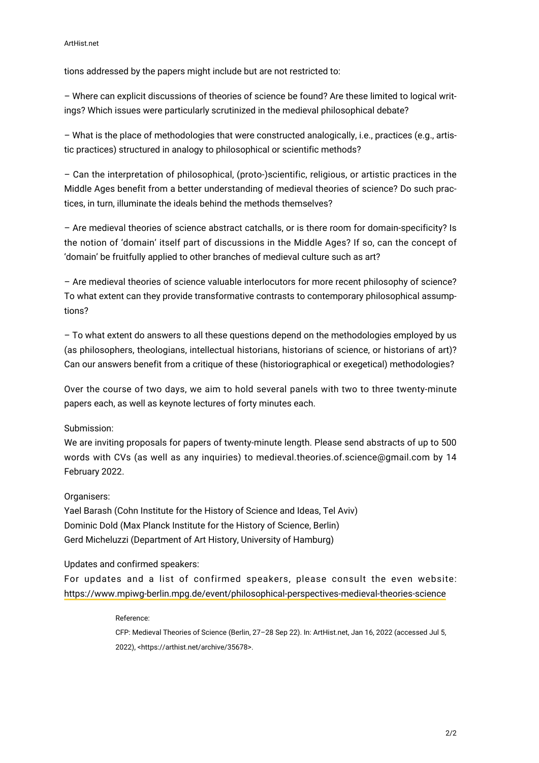tions addressed by the papers might include but are not restricted to:

– Where can explicit discussions of theories of science be found? Are these limited to logical writings? Which issues were particularly scrutinized in the medieval philosophical debate?

– What is the place of methodologies that were constructed analogically, i.e., practices (e.g., artistic practices) structured in analogy to philosophical or scientific methods?

– Can the interpretation of philosophical, (proto-)scientific, religious, or artistic practices in the Middle Ages benefit from a better understanding of medieval theories of science? Do such practices, in turn, illuminate the ideals behind the methods themselves?

– Are medieval theories of science abstract catchalls, or is there room for domain-specificity? Is the notion of 'domain' itself part of discussions in the Middle Ages? If so, can the concept of 'domain' be fruitfully applied to other branches of medieval culture such as art?

– Are medieval theories of science valuable interlocutors for more recent philosophy of science? To what extent can they provide transformative contrasts to contemporary philosophical assumptions?

– To what extent do answers to all these questions depend on the methodologies employed by us (as philosophers, theologians, intellectual historians, historians of science, or historians of art)? Can our answers benefit from a critique of these (historiographical or exegetical) methodologies?

Over the course of two days, we aim to hold several panels with two to three twenty-minute papers each, as well as keynote lectures of forty minutes each.

Submission:
We are inviting proposals for papers of twenty-minute length. Please send abstracts of up to 500 words with CVs (as well as any inquiries) to medieval.theories.of.science@gmail.com by 14 February 2022.

Organisers:
Yael Barash (Cohn Institute for the History of Science and Ideas, Tel Aviv)
Dominic Dold (Max Planck Institute for the History of Science, Berlin)
Gerd Micheluzzi (Department of Art History, University of Hamburg)

Updates and confirmed speakers:
For updates and a list of confirmed speakers, please consult the even website: https://www.mpiwg-berlin.mpg.de/event/philosophical-perspectives-medieval-theories-science

Reference:
CFP: Medieval Theories of Science (Berlin, 27–28 Sep 22). In: ArtHist.net, Jan 16, 2022 (accessed Jul 5, 2022), <https://arthist.net/archive/35678>.